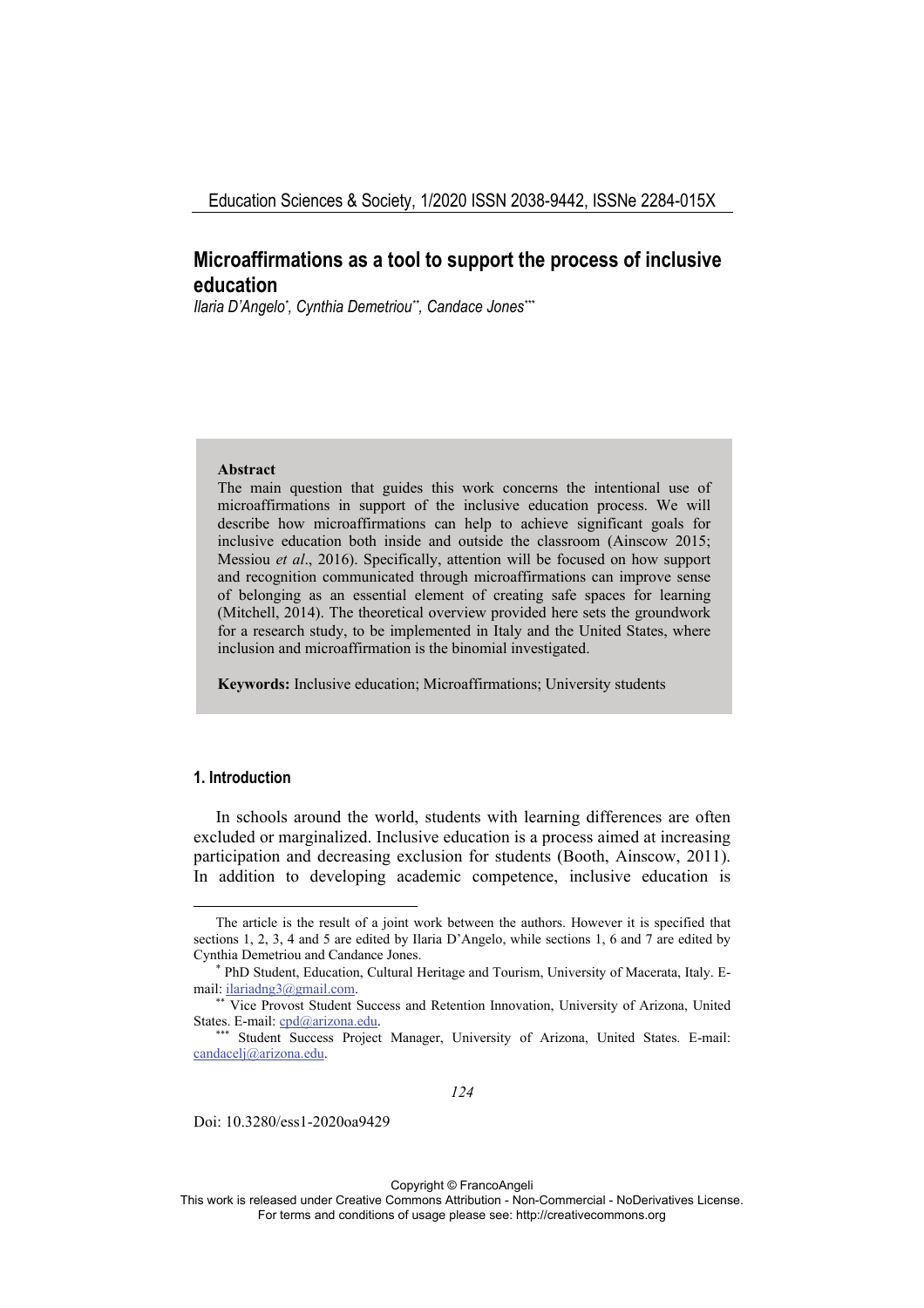# Microaffirmations as a tool to support the process of inclusive education

*Ilaria D'Angelo[*], Cynthia Demetriou[**], Candace Jones[***]*

**Abstract**

The main question that guides this work concerns the intentional use of microaffirmations in support of the inclusive education process. We will describe how microaffirmations can help to achieve significant goals for inclusive education both inside and outside the classroom (Ainscow 2015; Messiou *et al*., 2016). Specifically, attention will be focused on how support and recognition communicated through microaffirmations can improve sense of belonging as an essential element of creating safe spaces for learning (Mitchell, 2014). The theoretical overview provided here sets the groundwork for a research study, to be implemented in Italy and the United States, where inclusion and microaffirmation is the binomial investigated.

**Keywords:** Inclusive education; Microaffirmations; University students

## 1. Introduction

In schools around the world, students with learning differences are often excluded or marginalized. Inclusive education is a process aimed at increasing participation and decreasing exclusion for students (Booth, Ainscow, 2011). In addition to developing academic competence, inclusive education is

---

The article is the result of a joint work between the authors. However it is specified that sections 1, 2, 3, 4 and 5 are edited by Ilaria D'Angelo, while sections 1, 6 and 7 are edited by Cynthia Demetriou and Candance Jones.

[*] PhD Student, Education, Cultural Heritage and Tourism, University of Macerata, Italy. E-mail: ilariadng3@gmail.com.

[**] Vice Provost Student Success and Retention Innovation, University of Arizona, United States. E-mail: cpd@arizona.edu.

[***] Student Success Project Manager, University of Arizona, United States. E-mail: candacelj@arizona.edu.

Doi: 10.3280/ess1-2020oa9429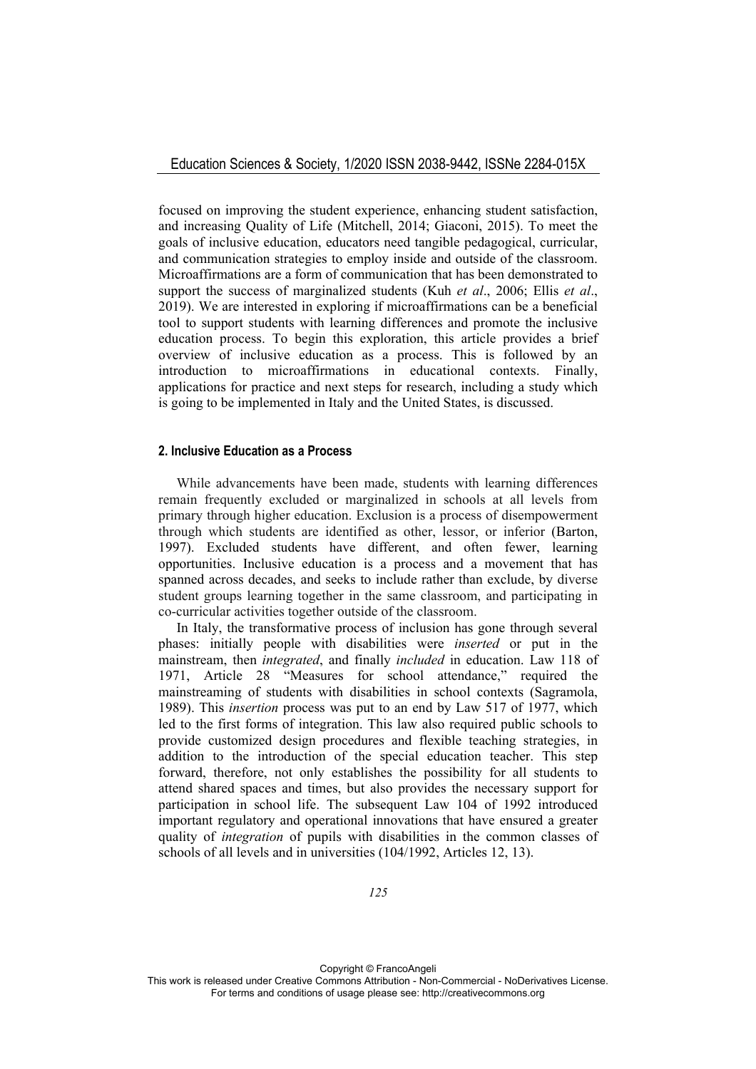focused on improving the student experience, enhancing student satisfaction, and increasing Quality of Life (Mitchell, 2014; Giaconi, 2015). To meet the goals of inclusive education, educators need tangible pedagogical, curricular, and communication strategies to employ inside and outside of the classroom. Microaffirmations are a form of communication that has been demonstrated to support the success of marginalized students (Kuh *et al*., 2006; Ellis *et al*., 2019). We are interested in exploring if microaffirmations can be a beneficial tool to support students with learning differences and promote the inclusive education process. To begin this exploration, this article provides a brief overview of inclusive education as a process. This is followed by an introduction to microaffirmations in educational contexts. Finally, applications for practice and next steps for research, including a study which is going to be implemented in Italy and the United States, is discussed.

## 2. Inclusive Education as a Process

While advancements have been made, students with learning differences remain frequently excluded or marginalized in schools at all levels from primary through higher education. Exclusion is a process of disempowerment through which students are identified as other, lessor, or inferior (Barton, 1997). Excluded students have different, and often fewer, learning opportunities. Inclusive education is a process and a movement that has spanned across decades, and seeks to include rather than exclude, by diverse student groups learning together in the same classroom, and participating in co-curricular activities together outside of the classroom.

In Italy, the transformative process of inclusion has gone through several phases: initially people with disabilities were *inserted* or put in the mainstream, then *integrated*, and finally *included* in education. Law 118 of 1971, Article 28 "Measures for school attendance," required the mainstreaming of students with disabilities in school contexts (Sagramola, 1989). This *insertion* process was put to an end by Law 517 of 1977, which led to the first forms of integration. This law also required public schools to provide customized design procedures and flexible teaching strategies, in addition to the introduction of the special education teacher. This step forward, therefore, not only establishes the possibility for all students to attend shared spaces and times, but also provides the necessary support for participation in school life. The subsequent Law 104 of 1992 introduced important regulatory and operational innovations that have ensured a greater quality of *integration* of pupils with disabilities in the common classes of schools of all levels and in universities (104/1992, Articles 12, 13).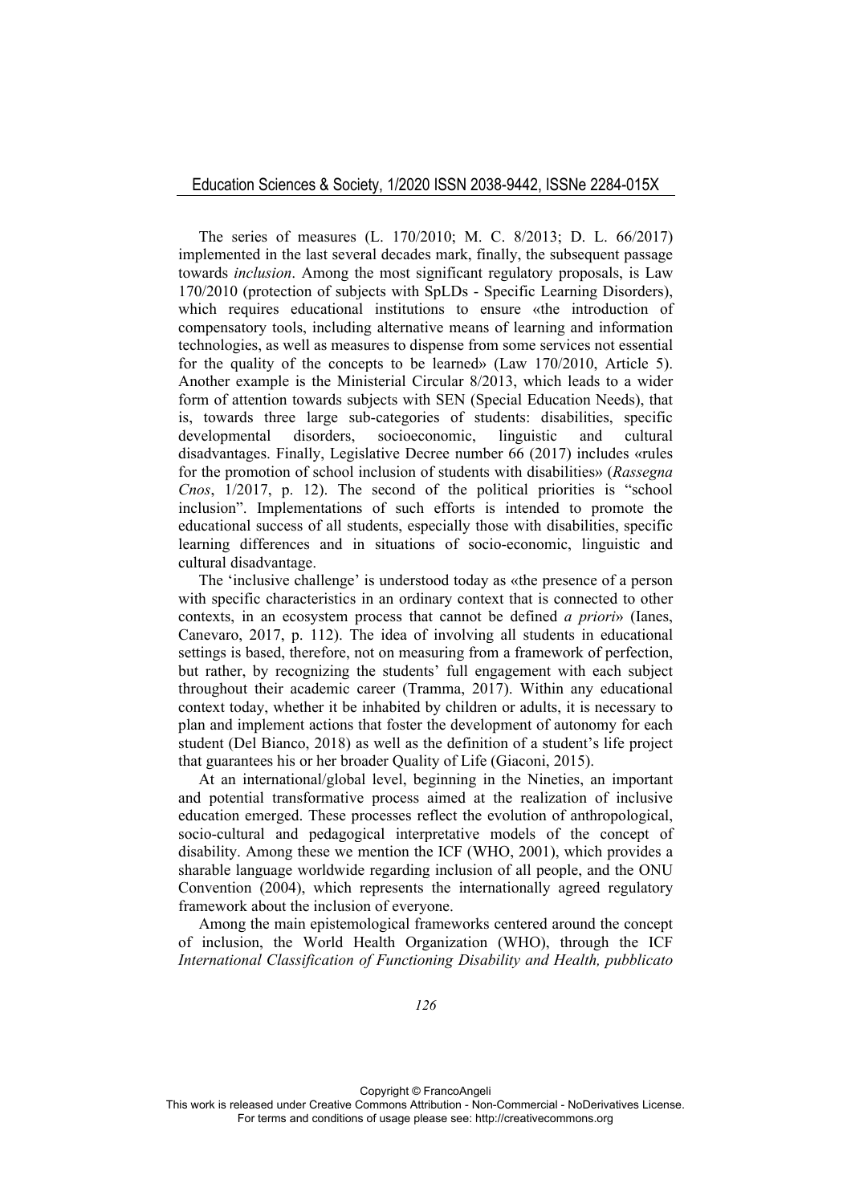The series of measures (L. 170/2010; M. C. 8/2013; D. L. 66/2017) implemented in the last several decades mark, finally, the subsequent passage towards *inclusion*. Among the most significant regulatory proposals, is Law 170/2010 (protection of subjects with SpLDs - Specific Learning Disorders), which requires educational institutions to ensure «the introduction of compensatory tools, including alternative means of learning and information technologies, as well as measures to dispense from some services not essential for the quality of the concepts to be learned» (Law 170/2010, Article 5). Another example is the Ministerial Circular 8/2013, which leads to a wider form of attention towards subjects with SEN (Special Education Needs), that is, towards three large sub-categories of students: disabilities, specific developmental disorders, socioeconomic, linguistic and cultural disadvantages. Finally, Legislative Decree number 66 (2017) includes «rules for the promotion of school inclusion of students with disabilities» (*Rassegna Cnos*, 1/2017, p. 12). The second of the political priorities is "school inclusion". Implementations of such efforts is intended to promote the educational success of all students, especially those with disabilities, specific learning differences and in situations of socio-economic, linguistic and cultural disadvantage.

The 'inclusive challenge' is understood today as «the presence of a person with specific characteristics in an ordinary context that is connected to other contexts, in an ecosystem process that cannot be defined *a priori*» (Ianes, Canevaro, 2017, p. 112). The idea of involving all students in educational settings is based, therefore, not on measuring from a framework of perfection, but rather, by recognizing the students' full engagement with each subject throughout their academic career (Tramma, 2017). Within any educational context today, whether it be inhabited by children or adults, it is necessary to plan and implement actions that foster the development of autonomy for each student (Del Bianco, 2018) as well as the definition of a student's life project that guarantees his or her broader Quality of Life (Giaconi, 2015).

At an international/global level, beginning in the Nineties, an important and potential transformative process aimed at the realization of inclusive education emerged. These processes reflect the evolution of anthropological, socio-cultural and pedagogical interpretative models of the concept of disability. Among these we mention the ICF (WHO, 2001), which provides a sharable language worldwide regarding inclusion of all people, and the ONU Convention (2004), which represents the internationally agreed regulatory framework about the inclusion of everyone.

Among the main epistemological frameworks centered around the concept of inclusion, the World Health Organization (WHO), through the ICF *International Classification of Functioning Disability and Health, pubblicato*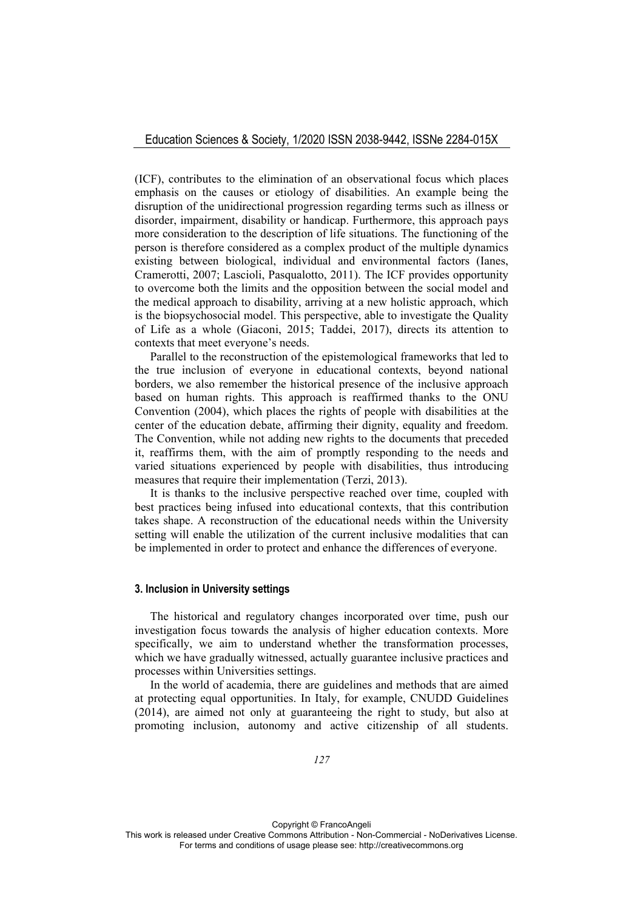(ICF), contributes to the elimination of an observational focus which places emphasis on the causes or etiology of disabilities. An example being the disruption of the unidirectional progression regarding terms such as illness or disorder, impairment, disability or handicap. Furthermore, this approach pays more consideration to the description of life situations. The functioning of the person is therefore considered as a complex product of the multiple dynamics existing between biological, individual and environmental factors (Ianes, Cramerotti, 2007; Lascioli, Pasqualotto, 2011). The ICF provides opportunity to overcome both the limits and the opposition between the social model and the medical approach to disability, arriving at a new holistic approach, which is the biopsychosocial model. This perspective, able to investigate the Quality of Life as a whole (Giaconi, 2015; Taddei, 2017), directs its attention to contexts that meet everyone's needs.

Parallel to the reconstruction of the epistemological frameworks that led to the true inclusion of everyone in educational contexts, beyond national borders, we also remember the historical presence of the inclusive approach based on human rights. This approach is reaffirmed thanks to the ONU Convention (2004), which places the rights of people with disabilities at the center of the education debate, affirming their dignity, equality and freedom. The Convention, while not adding new rights to the documents that preceded it, reaffirms them, with the aim of promptly responding to the needs and varied situations experienced by people with disabilities, thus introducing measures that require their implementation (Terzi, 2013).

It is thanks to the inclusive perspective reached over time, coupled with best practices being infused into educational contexts, that this contribution takes shape. A reconstruction of the educational needs within the University setting will enable the utilization of the current inclusive modalities that can be implemented in order to protect and enhance the differences of everyone.

### 3. Inclusion in University settings

The historical and regulatory changes incorporated over time, push our investigation focus towards the analysis of higher education contexts. More specifically, we aim to understand whether the transformation processes, which we have gradually witnessed, actually guarantee inclusive practices and processes within Universities settings.

In the world of academia, there are guidelines and methods that are aimed at protecting equal opportunities. In Italy, for example, CNUDD Guidelines (2014), are aimed not only at guaranteeing the right to study, but also at promoting inclusion, autonomy and active citizenship of all students.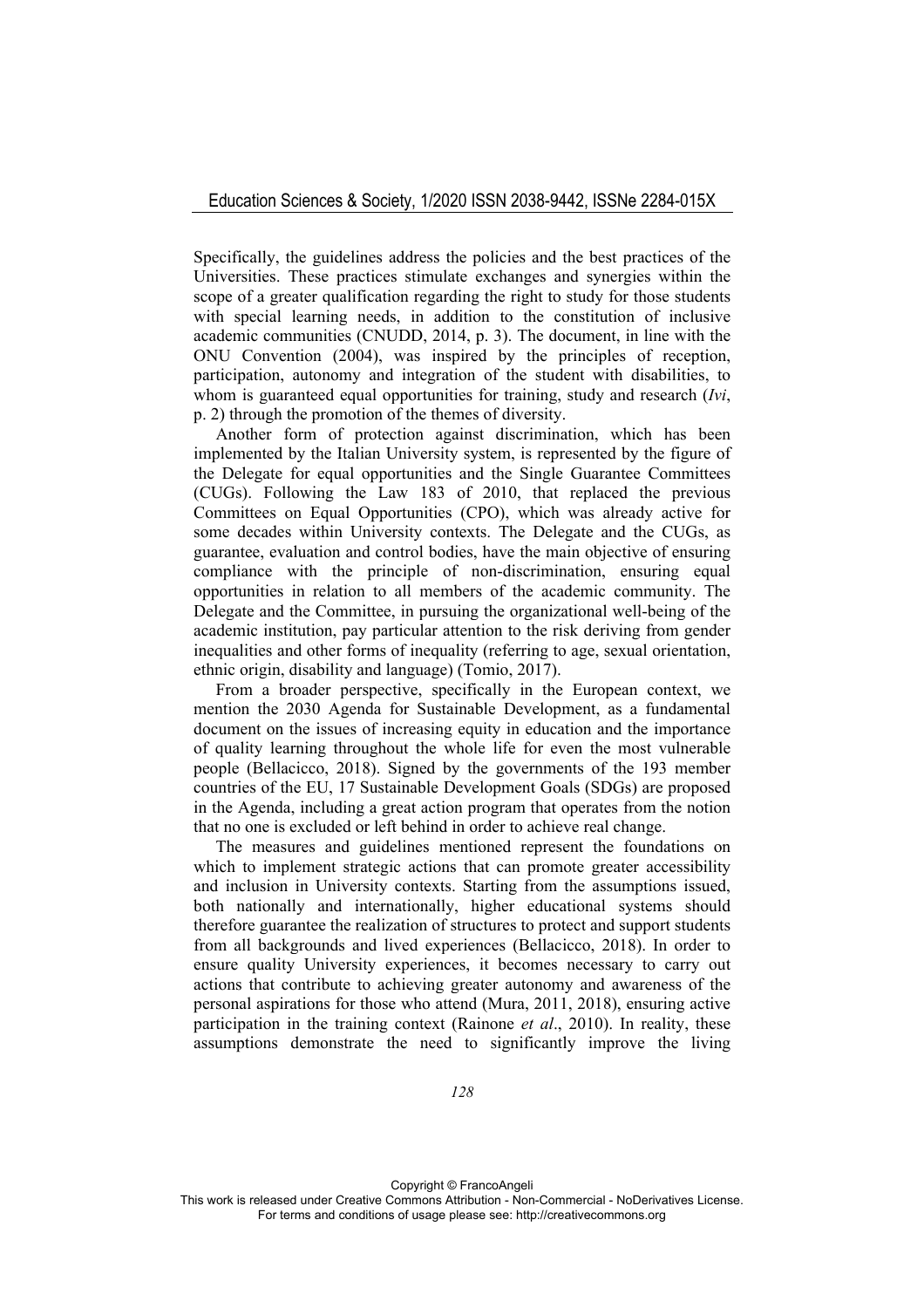Specifically, the guidelines address the policies and the best practices of the Universities. These practices stimulate exchanges and synergies within the scope of a greater qualification regarding the right to study for those students with special learning needs, in addition to the constitution of inclusive academic communities (CNUDD, 2014, p. 3). The document, in line with the ONU Convention (2004), was inspired by the principles of reception, participation, autonomy and integration of the student with disabilities, to whom is guaranteed equal opportunities for training, study and research (*Ivi*, p. 2) through the promotion of the themes of diversity.

Another form of protection against discrimination, which has been implemented by the Italian University system, is represented by the figure of the Delegate for equal opportunities and the Single Guarantee Committees (CUGs). Following the Law 183 of 2010, that replaced the previous Committees on Equal Opportunities (CPO), which was already active for some decades within University contexts. The Delegate and the CUGs, as guarantee, evaluation and control bodies, have the main objective of ensuring compliance with the principle of non-discrimination, ensuring equal opportunities in relation to all members of the academic community. The Delegate and the Committee, in pursuing the organizational well-being of the academic institution, pay particular attention to the risk deriving from gender inequalities and other forms of inequality (referring to age, sexual orientation, ethnic origin, disability and language) (Tomio, 2017).

From a broader perspective, specifically in the European context, we mention the 2030 Agenda for Sustainable Development, as a fundamental document on the issues of increasing equity in education and the importance of quality learning throughout the whole life for even the most vulnerable people (Bellacicco, 2018). Signed by the governments of the 193 member countries of the EU, 17 Sustainable Development Goals (SDGs) are proposed in the Agenda, including a great action program that operates from the notion that no one is excluded or left behind in order to achieve real change.

The measures and guidelines mentioned represent the foundations on which to implement strategic actions that can promote greater accessibility and inclusion in University contexts. Starting from the assumptions issued, both nationally and internationally, higher educational systems should therefore guarantee the realization of structures to protect and support students from all backgrounds and lived experiences (Bellacicco, 2018). In order to ensure quality University experiences, it becomes necessary to carry out actions that contribute to achieving greater autonomy and awareness of the personal aspirations for those who attend (Mura, 2011, 2018), ensuring active participation in the training context (Rainone *et al*., 2010). In reality, these assumptions demonstrate the need to significantly improve the living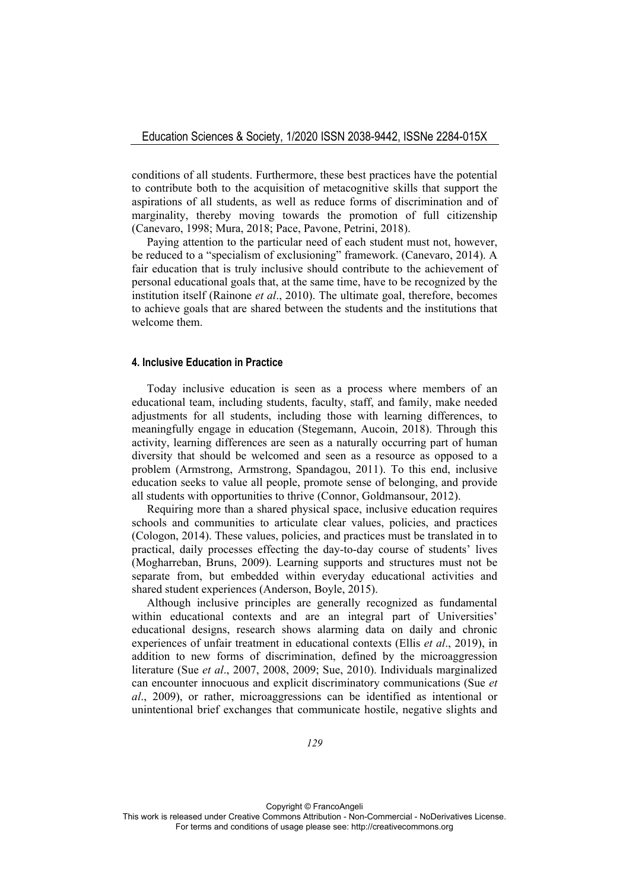conditions of all students. Furthermore, these best practices have the potential to contribute both to the acquisition of metacognitive skills that support the aspirations of all students, as well as reduce forms of discrimination and of marginality, thereby moving towards the promotion of full citizenship (Canevaro, 1998; Mura, 2018; Pace, Pavone, Petrini, 2018).

Paying attention to the particular need of each student must not, however, be reduced to a "specialism of exclusioning" framework. (Canevaro, 2014). A fair education that is truly inclusive should contribute to the achievement of personal educational goals that, at the same time, have to be recognized by the institution itself (Rainone *et al*., 2010). The ultimate goal, therefore, becomes to achieve goals that are shared between the students and the institutions that welcome them.

## 4. Inclusive Education in Practice

Today inclusive education is seen as a process where members of an educational team, including students, faculty, staff, and family, make needed adjustments for all students, including those with learning differences, to meaningfully engage in education (Stegemann, Aucoin, 2018). Through this activity, learning differences are seen as a naturally occurring part of human diversity that should be welcomed and seen as a resource as opposed to a problem (Armstrong, Armstrong, Spandagou, 2011). To this end, inclusive education seeks to value all people, promote sense of belonging, and provide all students with opportunities to thrive (Connor, Goldmansour, 2012).

Requiring more than a shared physical space, inclusive education requires schools and communities to articulate clear values, policies, and practices (Cologon, 2014). These values, policies, and practices must be translated in to practical, daily processes effecting the day-to-day course of students' lives (Mogharreban, Bruns, 2009). Learning supports and structures must not be separate from, but embedded within everyday educational activities and shared student experiences (Anderson, Boyle, 2015).

Although inclusive principles are generally recognized as fundamental within educational contexts and are an integral part of Universities' educational designs, research shows alarming data on daily and chronic experiences of unfair treatment in educational contexts (Ellis *et al*., 2019), in addition to new forms of discrimination, defined by the microaggression literature (Sue *et al*., 2007, 2008, 2009; Sue, 2010). Individuals marginalized can encounter innocuous and explicit discriminatory communications (Sue *et al*., 2009), or rather, microaggressions can be identified as intentional or unintentional brief exchanges that communicate hostile, negative slights and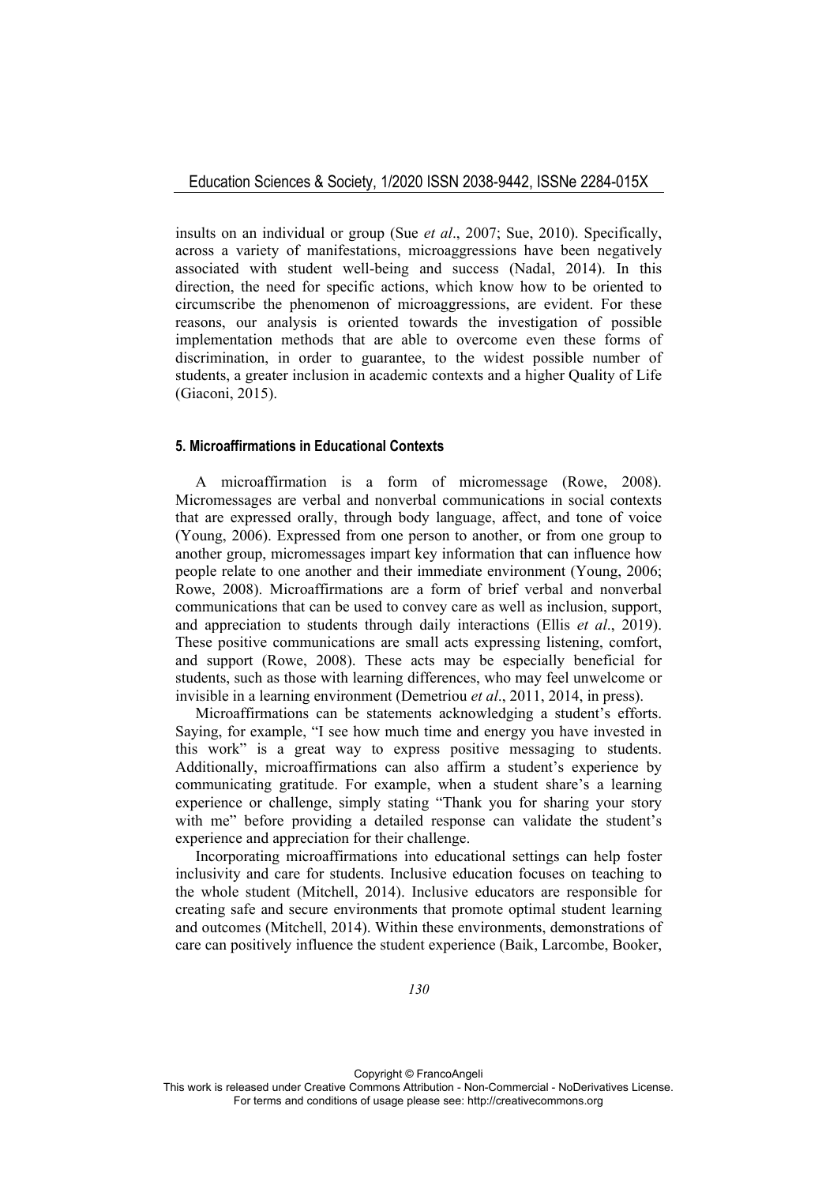insults on an individual or group (Sue *et al*., 2007; Sue, 2010). Specifically, across a variety of manifestations, microaggressions have been negatively associated with student well-being and success (Nadal, 2014). In this direction, the need for specific actions, which know how to be oriented to circumscribe the phenomenon of microaggressions, are evident. For these reasons, our analysis is oriented towards the investigation of possible implementation methods that are able to overcome even these forms of discrimination, in order to guarantee, to the widest possible number of students, a greater inclusion in academic contexts and a higher Quality of Life (Giaconi, 2015).

## 5. Microaffirmations in Educational Contexts

A microaffirmation is a form of micromessage (Rowe, 2008). Micromessages are verbal and nonverbal communications in social contexts that are expressed orally, through body language, affect, and tone of voice (Young, 2006). Expressed from one person to another, or from one group to another group, micromessages impart key information that can influence how people relate to one another and their immediate environment (Young, 2006; Rowe, 2008). Microaffirmations are a form of brief verbal and nonverbal communications that can be used to convey care as well as inclusion, support, and appreciation to students through daily interactions (Ellis *et al*., 2019). These positive communications are small acts expressing listening, comfort, and support (Rowe, 2008). These acts may be especially beneficial for students, such as those with learning differences, who may feel unwelcome or invisible in a learning environment (Demetriou *et al*., 2011, 2014, in press).

Microaffirmations can be statements acknowledging a student's efforts. Saying, for example, "I see how much time and energy you have invested in this work" is a great way to express positive messaging to students. Additionally, microaffirmations can also affirm a student's experience by communicating gratitude. For example, when a student share's a learning experience or challenge, simply stating "Thank you for sharing your story with me" before providing a detailed response can validate the student's experience and appreciation for their challenge.

Incorporating microaffirmations into educational settings can help foster inclusivity and care for students. Inclusive education focuses on teaching to the whole student (Mitchell, 2014). Inclusive educators are responsible for creating safe and secure environments that promote optimal student learning and outcomes (Mitchell, 2014). Within these environments, demonstrations of care can positively influence the student experience (Baik, Larcombe, Booker,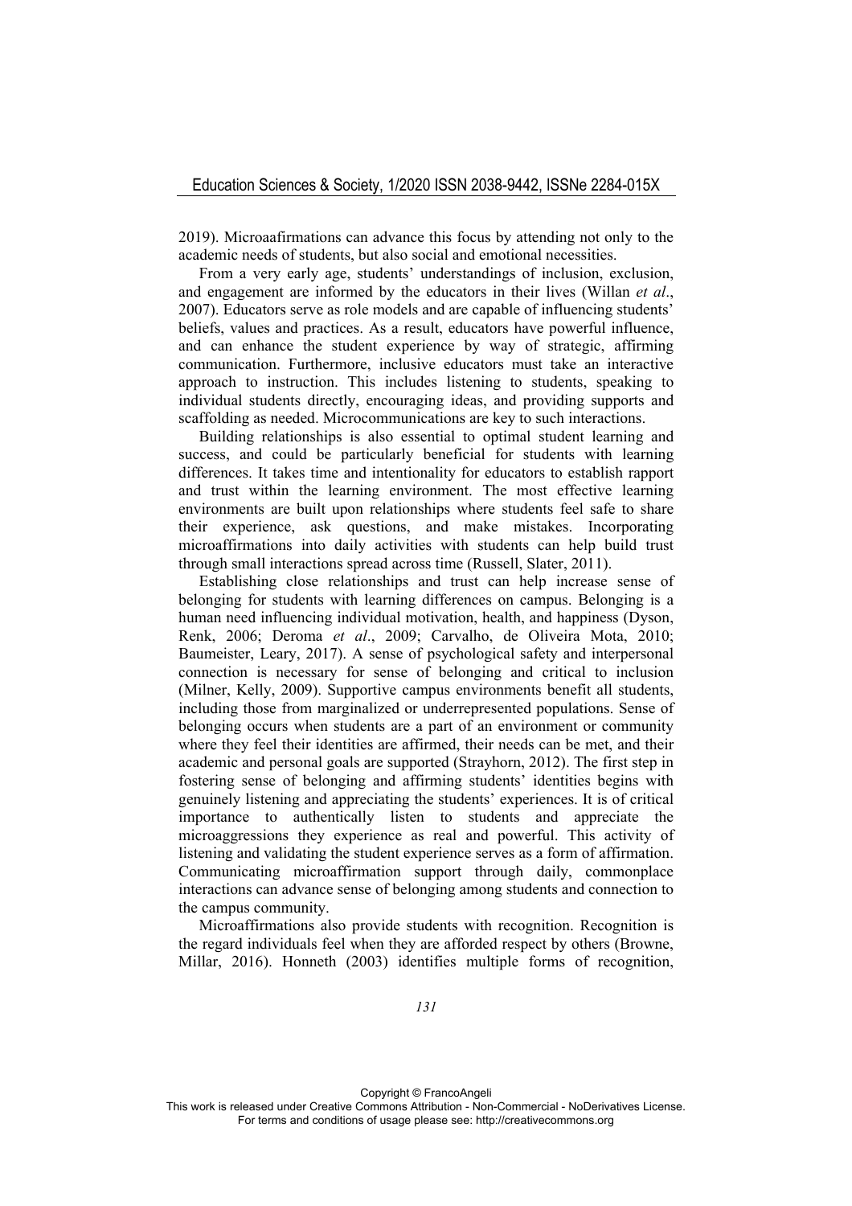2019). Microaafirmations can advance this focus by attending not only to the academic needs of students, but also social and emotional necessities.

From a very early age, students' understandings of inclusion, exclusion, and engagement are informed by the educators in their lives (Willan *et al*., 2007). Educators serve as role models and are capable of influencing students' beliefs, values and practices. As a result, educators have powerful influence, and can enhance the student experience by way of strategic, affirming communication. Furthermore, inclusive educators must take an interactive approach to instruction. This includes listening to students, speaking to individual students directly, encouraging ideas, and providing supports and scaffolding as needed. Microcommunications are key to such interactions.

Building relationships is also essential to optimal student learning and success, and could be particularly beneficial for students with learning differences. It takes time and intentionality for educators to establish rapport and trust within the learning environment. The most effective learning environments are built upon relationships where students feel safe to share their experience, ask questions, and make mistakes. Incorporating microaffirmations into daily activities with students can help build trust through small interactions spread across time (Russell, Slater, 2011).

Establishing close relationships and trust can help increase sense of belonging for students with learning differences on campus. Belonging is a human need influencing individual motivation, health, and happiness (Dyson, Renk, 2006; Deroma *et al*., 2009; Carvalho, de Oliveira Mota, 2010; Baumeister, Leary, 2017). A sense of psychological safety and interpersonal connection is necessary for sense of belonging and critical to inclusion (Milner, Kelly, 2009). Supportive campus environments benefit all students, including those from marginalized or underrepresented populations. Sense of belonging occurs when students are a part of an environment or community where they feel their identities are affirmed, their needs can be met, and their academic and personal goals are supported (Strayhorn, 2012). The first step in fostering sense of belonging and affirming students' identities begins with genuinely listening and appreciating the students' experiences. It is of critical importance to authentically listen to students and appreciate the microaggressions they experience as real and powerful. This activity of listening and validating the student experience serves as a form of affirmation. Communicating microaffirmation support through daily, commonplace interactions can advance sense of belonging among students and connection to the campus community.

Microaffirmations also provide students with recognition. Recognition is the regard individuals feel when they are afforded respect by others (Browne, Millar, 2016). Honneth (2003) identifies multiple forms of recognition,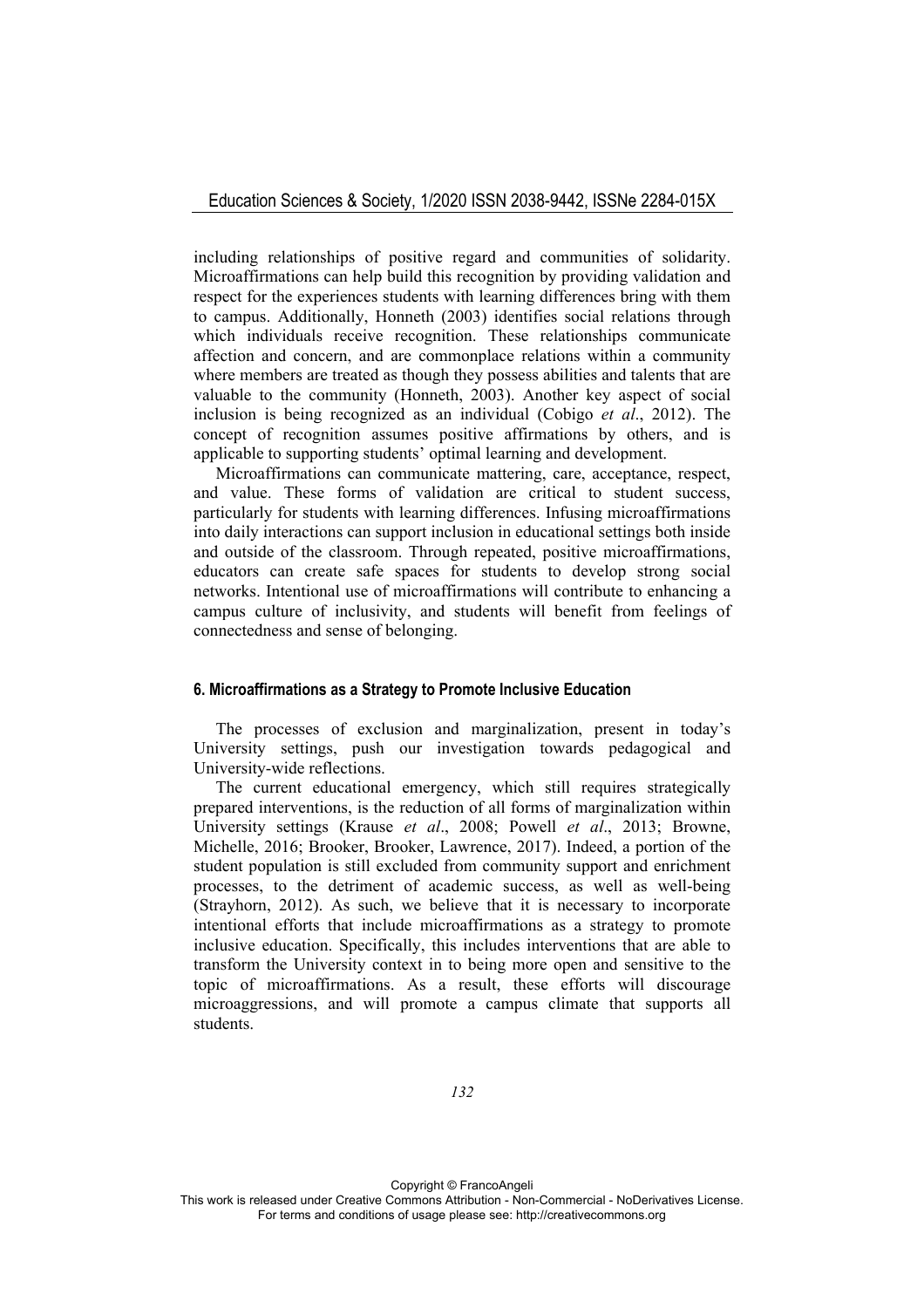including relationships of positive regard and communities of solidarity. Microaffirmations can help build this recognition by providing validation and respect for the experiences students with learning differences bring with them to campus. Additionally, Honneth (2003) identifies social relations through which individuals receive recognition. These relationships communicate affection and concern, and are commonplace relations within a community where members are treated as though they possess abilities and talents that are valuable to the community (Honneth, 2003). Another key aspect of social inclusion is being recognized as an individual (Cobigo *et al*., 2012). The concept of recognition assumes positive affirmations by others, and is applicable to supporting students' optimal learning and development.

Microaffirmations can communicate mattering, care, acceptance, respect, and value. These forms of validation are critical to student success, particularly for students with learning differences. Infusing microaffirmations into daily interactions can support inclusion in educational settings both inside and outside of the classroom. Through repeated, positive microaffirmations, educators can create safe spaces for students to develop strong social networks. Intentional use of microaffirmations will contribute to enhancing a campus culture of inclusivity, and students will benefit from feelings of connectedness and sense of belonging.

## 6. Microaffirmations as a Strategy to Promote Inclusive Education

The processes of exclusion and marginalization, present in today's University settings, push our investigation towards pedagogical and University-wide reflections.

The current educational emergency, which still requires strategically prepared interventions, is the reduction of all forms of marginalization within University settings (Krause *et al*., 2008; Powell *et al*., 2013; Browne, Michelle, 2016; Brooker, Brooker, Lawrence, 2017). Indeed, a portion of the student population is still excluded from community support and enrichment processes, to the detriment of academic success, as well as well-being (Strayhorn, 2012). As such, we believe that it is necessary to incorporate intentional efforts that include microaffirmations as a strategy to promote inclusive education. Specifically, this includes interventions that are able to transform the University context in to being more open and sensitive to the topic of microaffirmations. As a result, these efforts will discourage microaggressions, and will promote a campus climate that supports all students.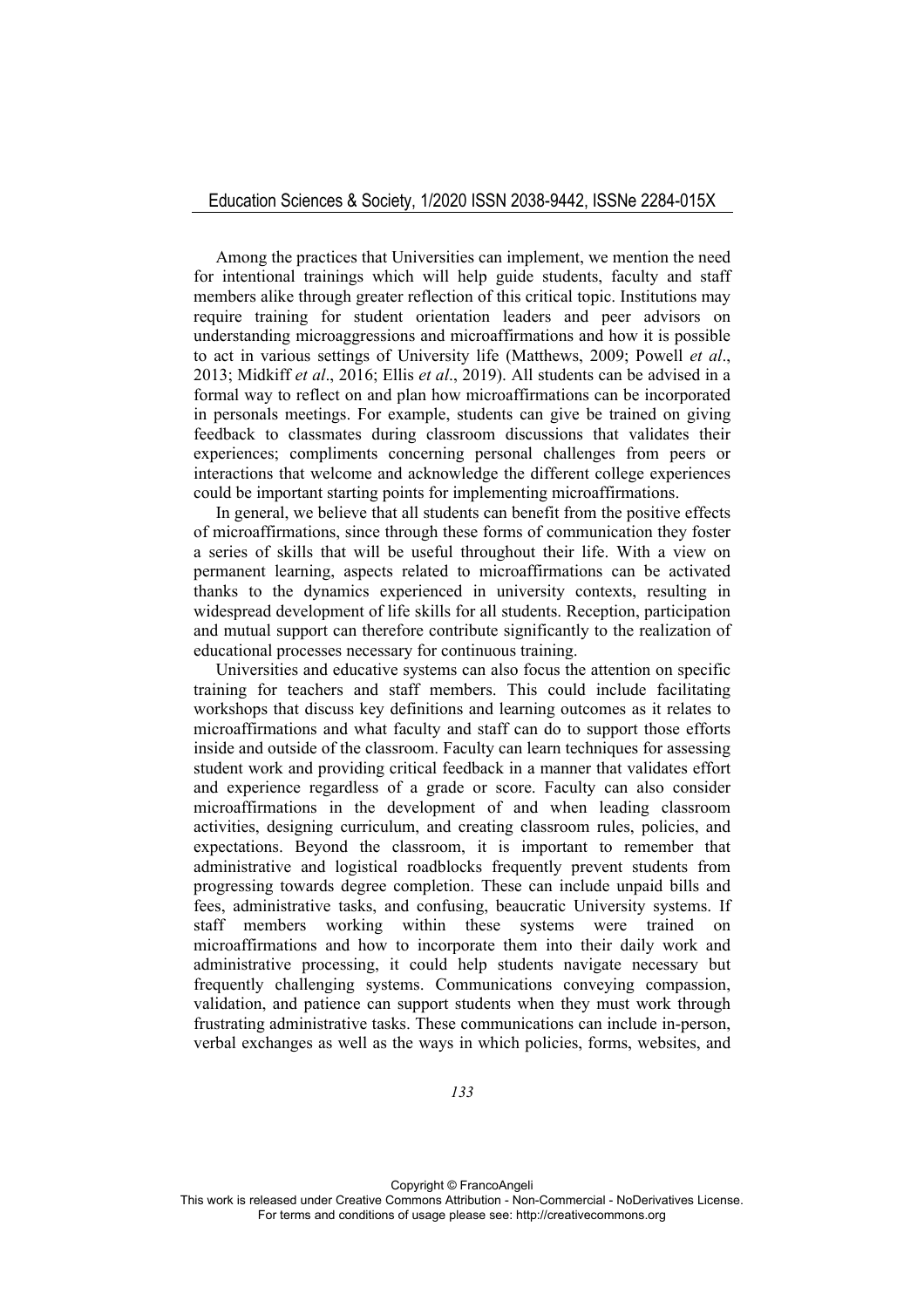Among the practices that Universities can implement, we mention the need for intentional trainings which will help guide students, faculty and staff members alike through greater reflection of this critical topic. Institutions may require training for student orientation leaders and peer advisors on understanding microaggressions and microaffirmations and how it is possible to act in various settings of University life (Matthews, 2009; Powell *et al*., 2013; Midkiff *et al*., 2016; Ellis *et al*., 2019). All students can be advised in a formal way to reflect on and plan how microaffirmations can be incorporated in personals meetings. For example, students can give be trained on giving feedback to classmates during classroom discussions that validates their experiences; compliments concerning personal challenges from peers or interactions that welcome and acknowledge the different college experiences could be important starting points for implementing microaffirmations.

In general, we believe that all students can benefit from the positive effects of microaffirmations, since through these forms of communication they foster a series of skills that will be useful throughout their life. With a view on permanent learning, aspects related to microaffirmations can be activated thanks to the dynamics experienced in university contexts, resulting in widespread development of life skills for all students. Reception, participation and mutual support can therefore contribute significantly to the realization of educational processes necessary for continuous training.

Universities and educative systems can also focus the attention on specific training for teachers and staff members. This could include facilitating workshops that discuss key definitions and learning outcomes as it relates to microaffirmations and what faculty and staff can do to support those efforts inside and outside of the classroom. Faculty can learn techniques for assessing student work and providing critical feedback in a manner that validates effort and experience regardless of a grade or score. Faculty can also consider microaffirmations in the development of and when leading classroom activities, designing curriculum, and creating classroom rules, policies, and expectations. Beyond the classroom, it is important to remember that administrative and logistical roadblocks frequently prevent students from progressing towards degree completion. These can include unpaid bills and fees, administrative tasks, and confusing, beaucratic University systems. If staff members working within these systems were trained on microaffirmations and how to incorporate them into their daily work and administrative processing, it could help students navigate necessary but frequently challenging systems. Communications conveying compassion, validation, and patience can support students when they must work through frustrating administrative tasks. These communications can include in-person, verbal exchanges as well as the ways in which policies, forms, websites, and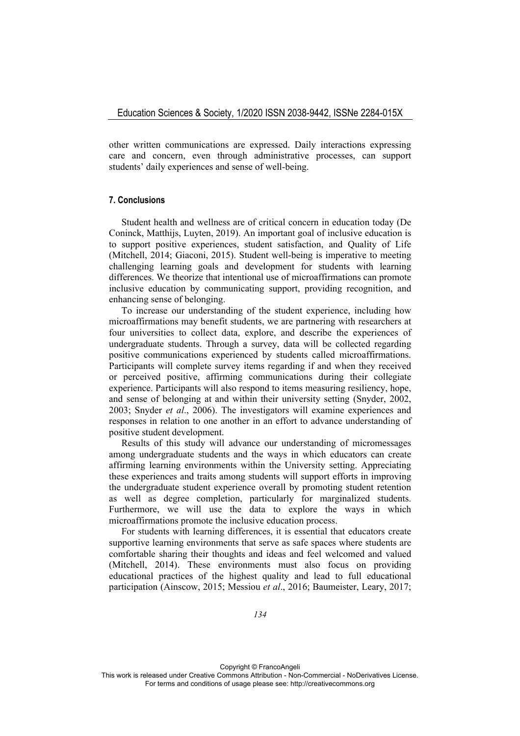other written communications are expressed. Daily interactions expressing care and concern, even through administrative processes, can support students' daily experiences and sense of well-being.

## 7. Conclusions

Student health and wellness are of critical concern in education today (De Coninck, Matthijs, Luyten, 2019). An important goal of inclusive education is to support positive experiences, student satisfaction, and Quality of Life (Mitchell, 2014; Giaconi, 2015). Student well-being is imperative to meeting challenging learning goals and development for students with learning differences. We theorize that intentional use of microaffirmations can promote inclusive education by communicating support, providing recognition, and enhancing sense of belonging.

To increase our understanding of the student experience, including how microaffirmations may benefit students, we are partnering with researchers at four universities to collect data, explore, and describe the experiences of undergraduate students. Through a survey, data will be collected regarding positive communications experienced by students called microaffirmations. Participants will complete survey items regarding if and when they received or perceived positive, affirming communications during their collegiate experience. Participants will also respond to items measuring resiliency, hope, and sense of belonging at and within their university setting (Snyder, 2002, 2003; Snyder *et al*., 2006). The investigators will examine experiences and responses in relation to one another in an effort to advance understanding of positive student development.

Results of this study will advance our understanding of micromessages among undergraduate students and the ways in which educators can create affirming learning environments within the University setting. Appreciating these experiences and traits among students will support efforts in improving the undergraduate student experience overall by promoting student retention as well as degree completion, particularly for marginalized students. Furthermore, we will use the data to explore the ways in which microaffirmations promote the inclusive education process.

For students with learning differences, it is essential that educators create supportive learning environments that serve as safe spaces where students are comfortable sharing their thoughts and ideas and feel welcomed and valued (Mitchell, 2014). These environments must also focus on providing educational practices of the highest quality and lead to full educational participation (Ainscow, 2015; Messiou *et al*., 2016; Baumeister, Leary, 2017;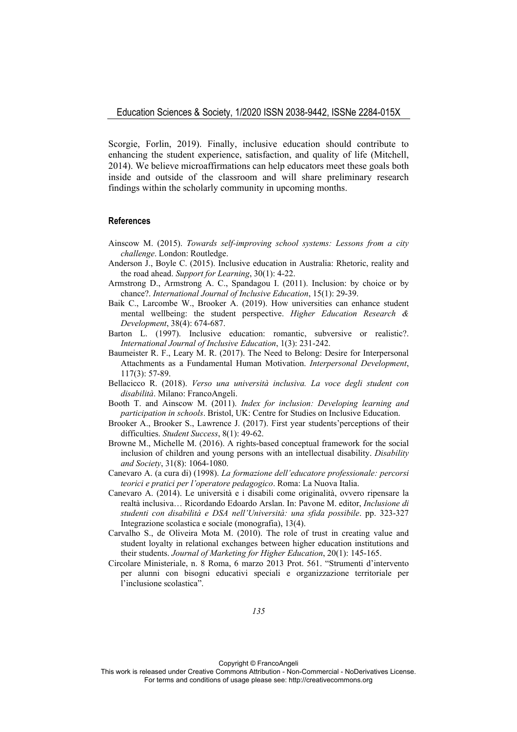Scorgie, Forlin, 2019). Finally, inclusive education should contribute to enhancing the student experience, satisfaction, and quality of life (Mitchell, 2014). We believe microaffirmations can help educators meet these goals both inside and outside of the classroom and will share preliminary research findings within the scholarly community in upcoming months.

## References

Ainscow M. (2015). *Towards self-improving school systems: Lessons from a city challenge*. London: Routledge.

Anderson J., Boyle C. (2015). Inclusive education in Australia: Rhetoric, reality and the road ahead. *Support for Learning*, 30(1): 4-22.

Armstrong D., Armstrong A. C., Spandagou I. (2011). Inclusion: by choice or by chance?. *International Journal of Inclusive Education*, 15(1): 29-39.

Baik C., Larcombe W., Brooker A. (2019). How universities can enhance student mental wellbeing: the student perspective. *Higher Education Research & Development*, 38(4): 674-687.

Barton L. (1997). Inclusive education: romantic, subversive or realistic?. *International Journal of Inclusive Education*, 1(3): 231-242.

Baumeister R. F., Leary M. R. (2017). The Need to Belong: Desire for Interpersonal Attachments as a Fundamental Human Motivation. *Interpersonal Development*, 117(3): 57-89.

Bellacicco R. (2018). *Verso una università inclusiva. La voce degli student con disabilità*. Milano: FrancoAngeli.

Booth T. and Ainscow M. (2011). *Index for inclusion: Developing learning and participation in schools*. Bristol, UK: Centre for Studies on Inclusive Education.

Brooker A., Brooker S., Lawrence J. (2017). First year students'perceptions of their difficulties. *Student Success*, 8(1): 49-62.

Browne M., Michelle M. (2016). A rights-based conceptual framework for the social inclusion of children and young persons with an intellectual disability. *Disability and Society*, 31(8): 1064-1080.

Canevaro A. (a cura di) (1998). *La formazione dell'educatore professionale: percorsi teorici e pratici per l'operatore pedagogico*. Roma: La Nuova Italia.

Canevaro A. (2014). Le università e i disabili come originalità, ovvero ripensare la realtà inclusiva… Ricordando Edoardo Arslan. In: Pavone M. editor, *Inclusione di studenti con disabilità e DSA nell'Università: una sfida possibile*. pp. 323-327 Integrazione scolastica e sociale (monografia), 13(4).

Carvalho S., de Oliveira Mota M. (2010). The role of trust in creating value and student loyalty in relational exchanges between higher education institutions and their students. *Journal of Marketing for Higher Education*, 20(1): 145-165.

Circolare Ministeriale, n. 8 Roma, 6 marzo 2013 Prot. 561. "Strumenti d'intervento per alunni con bisogni educativi speciali e organizzazione territoriale per l'inclusione scolastica".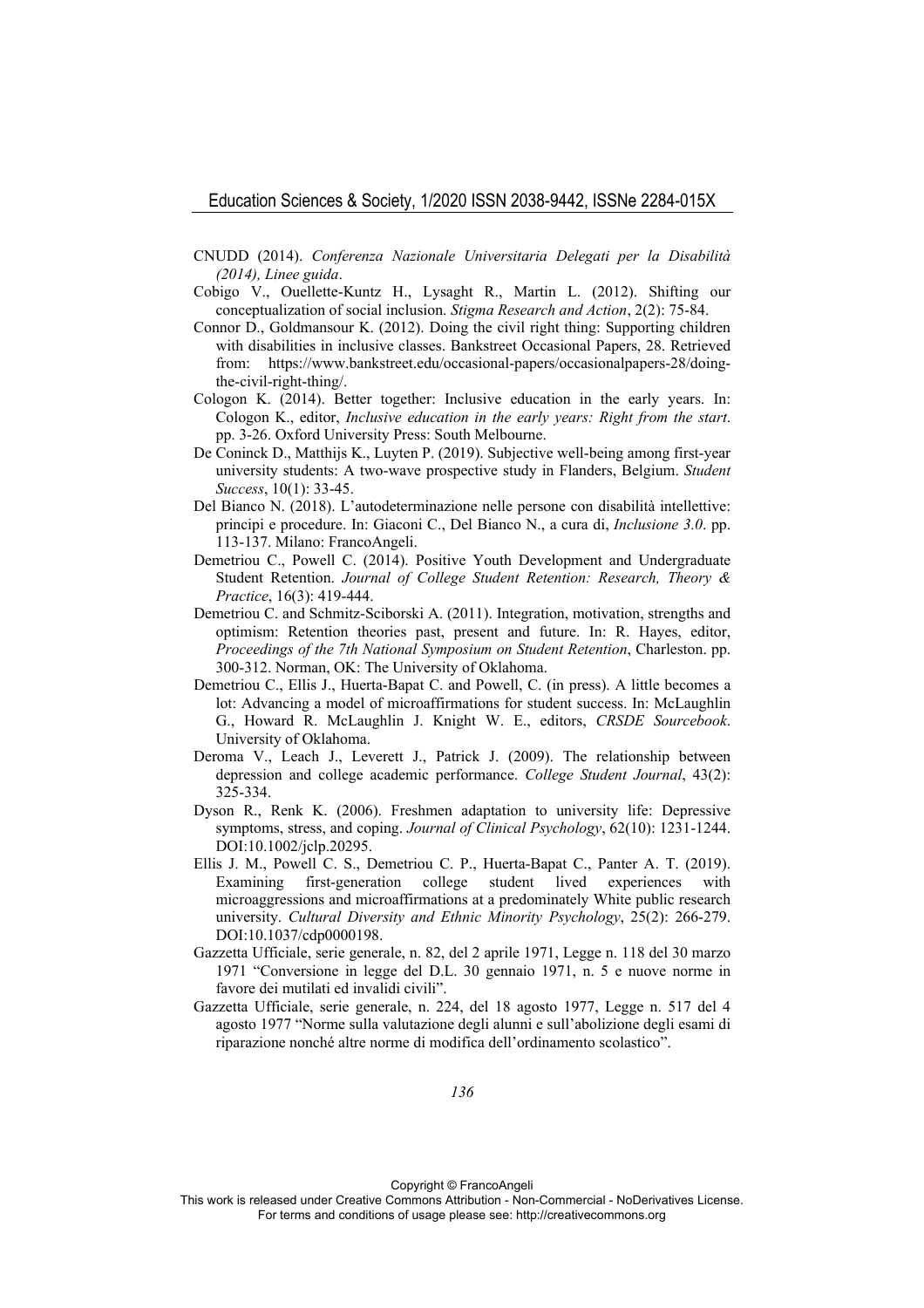CNUDD (2014). *Conferenza Nazionale Universitaria Delegati per la Disabilità (2014), Linee guida*.

Cobigo V., Ouellette-Kuntz H., Lysaght R., Martin L. (2012). Shifting our conceptualization of social inclusion. *Stigma Research and Action*, 2(2): 75-84.

Connor D., Goldmansour K. (2012). Doing the civil right thing: Supporting children with disabilities in inclusive classes. Bankstreet Occasional Papers, 28. Retrieved from: https://www.bankstreet.edu/occasional-papers/occasionalpapers-28/doing-the-civil-right-thing/.

Cologon K. (2014). Better together: Inclusive education in the early years. In: Cologon K., editor, *Inclusive education in the early years: Right from the start*. pp. 3-26. Oxford University Press: South Melbourne.

De Coninck D., Matthijs K., Luyten P. (2019). Subjective well-being among first-year university students: A two-wave prospective study in Flanders, Belgium. *Student Success*, 10(1): 33-45.

Del Bianco N. (2018). L'autodeterminazione nelle persone con disabilità intellettive: principi e procedure. In: Giaconi C., Del Bianco N., a cura di, *Inclusione 3.0*. pp. 113-137. Milano: FrancoAngeli.

Demetriou C., Powell C. (2014). Positive Youth Development and Undergraduate Student Retention. *Journal of College Student Retention: Research, Theory & Practice*, 16(3): 419-444.

Demetriou C. and Schmitz-Sciborski A. (2011). Integration, motivation, strengths and optimism: Retention theories past, present and future. In: R. Hayes, editor, *Proceedings of the 7th National Symposium on Student Retention*, Charleston. pp. 300-312. Norman, OK: The University of Oklahoma.

Demetriou C., Ellis J., Huerta-Bapat C. and Powell, C. (in press). A little becomes a lot: Advancing a model of microaffirmations for student success. In: McLaughlin G., Howard R. McLaughlin J. Knight W. E., editors, *CRSDE Sourcebook*. University of Oklahoma.

Deroma V., Leach J., Leverett J., Patrick J. (2009). The relationship between depression and college academic performance. *College Student Journal*, 43(2): 325-334.

Dyson R., Renk K. (2006). Freshmen adaptation to university life: Depressive symptoms, stress, and coping. *Journal of Clinical Psychology*, 62(10): 1231-1244. DOI:10.1002/jclp.20295.

Ellis J. M., Powell C. S., Demetriou C. P., Huerta-Bapat C., Panter A. T. (2019). Examining first-generation college student lived experiences with microaggressions and microaffirmations at a predominately White public research university. *Cultural Diversity and Ethnic Minority Psychology*, 25(2): 266-279. DOI:10.1037/cdp0000198.

Gazzetta Ufficiale, serie generale, n. 82, del 2 aprile 1971, Legge n. 118 del 30 marzo 1971 "Conversione in legge del D.L. 30 gennaio 1971, n. 5 e nuove norme in favore dei mutilati ed invalidi civili".

Gazzetta Ufficiale, serie generale, n. 224, del 18 agosto 1977, Legge n. 517 del 4 agosto 1977 "Norme sulla valutazione degli alunni e sull'abolizione degli esami di riparazione nonché altre norme di modifica dell'ordinamento scolastico".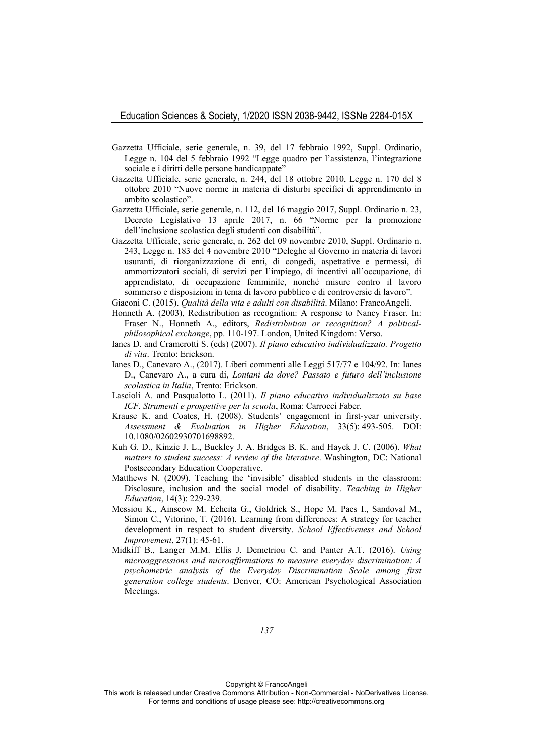Gazzetta Ufficiale, serie generale, n. 39, del 17 febbraio 1992, Suppl. Ordinario, Legge n. 104 del 5 febbraio 1992 "Legge quadro per l'assistenza, l'integrazione sociale e i diritti delle persone handicappate"

Gazzetta Ufficiale, serie generale, n. 244, del 18 ottobre 2010, Legge n. 170 del 8 ottobre 2010 "Nuove norme in materia di disturbi specifici di apprendimento in ambito scolastico".

Gazzetta Ufficiale, serie generale, n. 112, del 16 maggio 2017, Suppl. Ordinario n. 23, Decreto Legislativo 13 aprile 2017, n. 66 "Norme per la promozione dell'inclusione scolastica degli studenti con disabilità".

Gazzetta Ufficiale, serie generale, n. 262 del 09 novembre 2010, Suppl. Ordinario n. 243, Legge n. 183 del 4 novembre 2010 "Deleghe al Governo in materia di lavori usuranti, di riorganizzazione di enti, di congedi, aspettative e permessi, di ammortizzatori sociali, di servizi per l'impiego, di incentivi all'occupazione, di apprendistato, di occupazione femminile, nonché misure contro il lavoro sommerso e disposizioni in tema di lavoro pubblico e di controversie di lavoro".

Giaconi C. (2015). *Qualità della vita e adulti con disabilità*. Milano: FrancoAngeli.

Honneth A. (2003), Redistribution as recognition: A response to Nancy Fraser. In: Fraser N., Honneth A., editors, *Redistribution or recognition? A political-philosophical exchange*, pp. 110-197. London, United Kingdom: Verso.

Ianes D. and Cramerotti S. (eds) (2007). *Il piano educativo individualizzato. Progetto di vita*. Trento: Erickson.

Ianes D., Canevaro A., (2017). Liberi commenti alle Leggi 517/77 e 104/92. In: Ianes D., Canevaro A., a cura di, *Lontani da dove? Passato e futuro dell'inclusione scolastica in Italia*, Trento: Erickson.

Lascioli A. and Pasqualotto L. (2011). *Il piano educativo individualizzato su base ICF. Strumenti e prospettive per la scuola*, Roma: Carrocci Faber.

Krause K. and Coates, H. (2008). Students' engagement in first-year university. *Assessment & Evaluation in Higher Education*, 33(5): 493-505. DOI: 10.1080/02602930701698892.

Kuh G. D., Kinzie J. L., Buckley J. A. Bridges B. K. and Hayek J. C. (2006). *What matters to student success: A review of the literature*. Washington, DC: National Postsecondary Education Cooperative.

Matthews N. (2009). Teaching the 'invisible' disabled students in the classroom: Disclosure, inclusion and the social model of disability. *Teaching in Higher Education*, 14(3): 229-239.

Messiou K., Ainscow M. Echeita G., Goldrick S., Hope M. Paes I., Sandoval M., Simon C., Vitorino, T. (2016). Learning from differences: A strategy for teacher development in respect to student diversity. *School Effectiveness and School Improvement*, 27(1): 45-61.

Midkiff B., Langer M.M. Ellis J. Demetriou C. and Panter A.T. (2016). *Using microaggressions and microaffirmations to measure everyday discrimination: A psychometric analysis of the Everyday Discrimination Scale among first generation college students*. Denver, CO: American Psychological Association Meetings.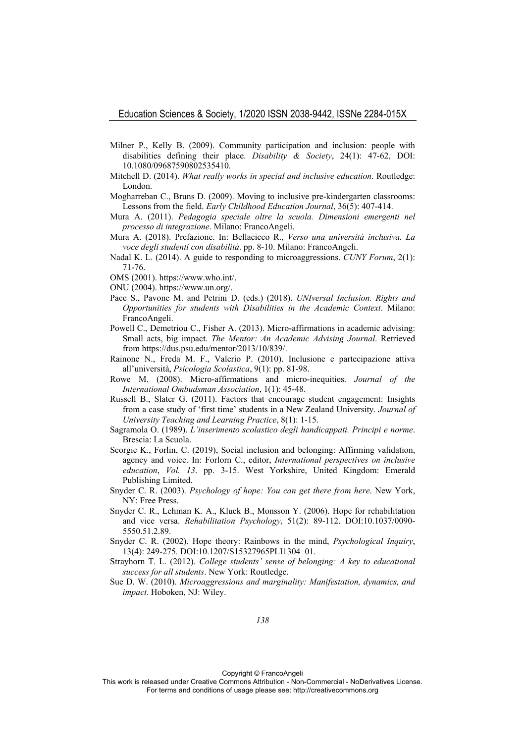Milner P., Kelly B. (2009). Community participation and inclusion: people with disabilities defining their place. *Disability & Society*, 24(1): 47-62, DOI: 10.1080/09687590802535410.

Mitchell D. (2014). *What really works in special and inclusive education*. Routledge: London.

Mogharreban C., Bruns D. (2009). Moving to inclusive pre-kindergarten classrooms: Lessons from the field. *Early Childhood Education Journal*, 36(5): 407-414.

Mura A. (2011). *Pedagogia speciale oltre la scuola. Dimensioni emergenti nel processo di integrazione*. Milano: FrancoAngeli.

Mura A. (2018). Prefazione. In: Bellacicco R., *Verso una università inclusiva. La voce degli studenti con disabilità*. pp. 8-10. Milano: FrancoAngeli.

Nadal K. L. (2014). A guide to responding to microaggressions. *CUNY Forum*, 2(1): 71-76.

OMS (2001). https://www.who.int/.

ONU (2004). https://www.un.org/.

Pace S., Pavone M. and Petrini D. (eds.) (2018). *UNIversal Inclusion. Rights and Opportunities for students with Disabilities in the Academic Context*. Milano: FrancoAngeli.

Powell C., Demetriou C., Fisher A. (2013). Micro-affirmations in academic advising: Small acts, big impact. *The Mentor: An Academic Advising Journal*. Retrieved from https://dus.psu.edu/mentor/2013/10/839/.

Rainone N., Freda M. F., Valerio P. (2010). Inclusione e partecipazione attiva all'università, *Psicologia Scolastica*, 9(1): pp. 81-98.

Rowe M. (2008). Micro-affirmations and micro-inequities. *Journal of the International Ombudsman Association*, 1(1): 45-48.

Russell B., Slater G. (2011). Factors that encourage student engagement: Insights from a case study of 'first time' students in a New Zealand University. *Journal of University Teaching and Learning Practice*, 8(1): 1-15.

Sagramola O. (1989). *L'inserimento scolastico degli handicappati. Principi e norme*. Brescia: La Scuola.

Scorgie K., Forlin, C. (2019), Social inclusion and belonging: Affirming validation, agency and voice. In: Forlorn C., editor, *International perspectives on inclusive education*, *Vol. 13*. pp. 3-15. West Yorkshire, United Kingdom: Emerald Publishing Limited.

Snyder C. R. (2003). *Psychology of hope: You can get there from here*. New York, NY: Free Press.

Snyder C. R., Lehman K. A., Kluck B., Monsson Y. (2006). Hope for rehabilitation and vice versa. *Rehabilitation Psychology*, 51(2): 89-112. DOI:10.1037/0090-5550.51.2.89.

Snyder C. R. (2002). Hope theory: Rainbows in the mind, *Psychological Inquiry*, 13(4): 249-275. DOI:10.1207/S15327965PLI1304_01.

Strayhorn T. L. (2012). *College students' sense of belonging: A key to educational success for all students*. New York: Routledge.

Sue D. W. (2010). *Microaggressions and marginality: Manifestation, dynamics, and impact*. Hoboken, NJ: Wiley.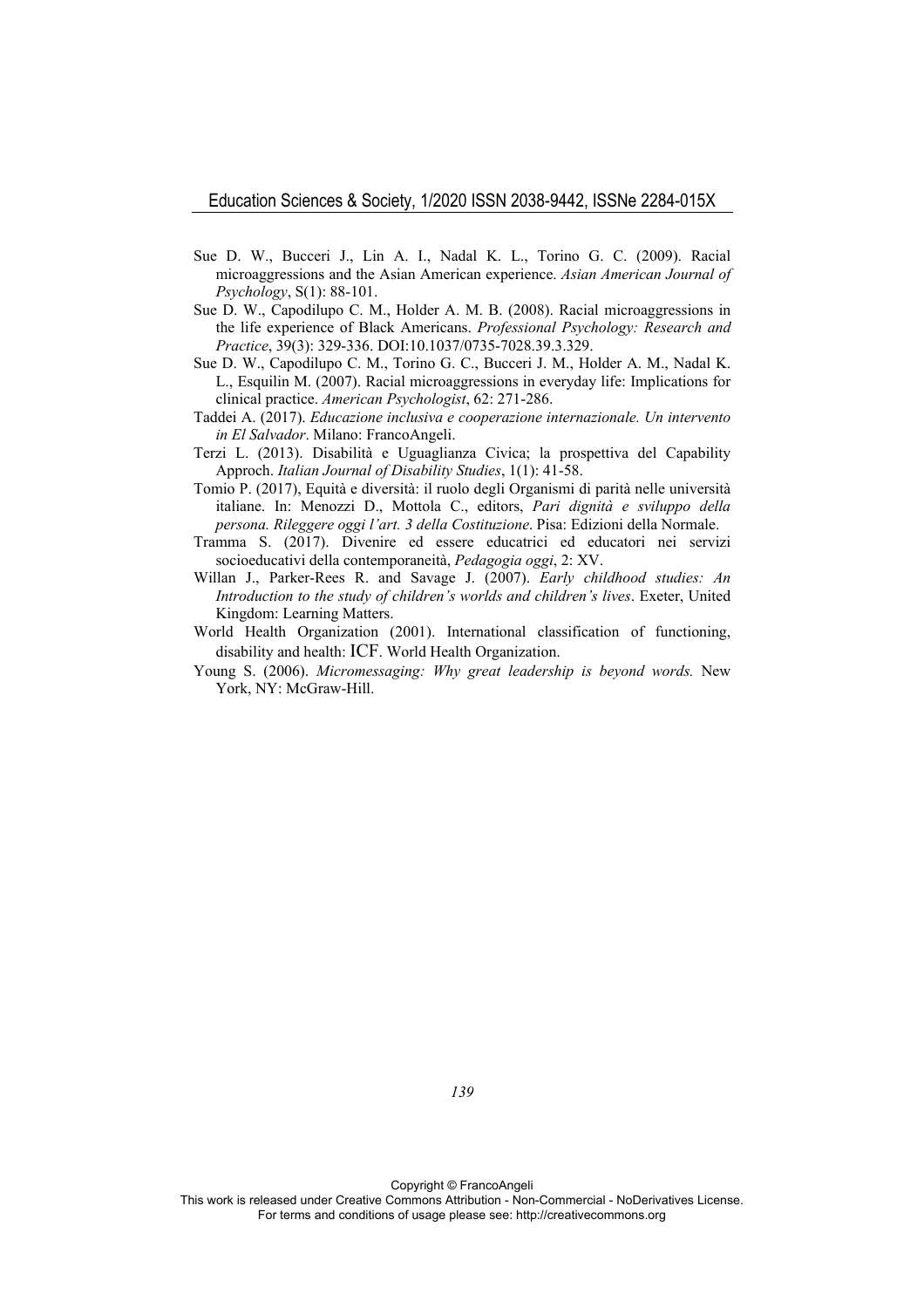Sue D. W., Bucceri J., Lin A. I., Nadal K. L., Torino G. C. (2009). Racial microaggressions and the Asian American experience. *Asian American Journal of Psychology*, S(1): 88-101.

Sue D. W., Capodilupo C. M., Holder A. M. B. (2008). Racial microaggressions in the life experience of Black Americans. *Professional Psychology: Research and Practice*, 39(3): 329-336. DOI:10.1037/0735-7028.39.3.329.

Sue D. W., Capodilupo C. M., Torino G. C., Bucceri J. M., Holder A. M., Nadal K. L., Esquilin M. (2007). Racial microaggressions in everyday life: Implications for clinical practice. *American Psychologist*, 62: 271-286.

Taddei A. (2017). *Educazione inclusiva e cooperazione internazionale. Un intervento in El Salvador*. Milano: FrancoAngeli.

Terzi L. (2013). Disabilità e Uguaglianza Civica; la prospettiva del Capability Approch. *Italian Journal of Disability Studies*, 1(1): 41-58.

Tomio P. (2017), Equità e diversità: il ruolo degli Organismi di parità nelle università italiane. In: Menozzi D., Mottola C., editors, *Pari dignità e sviluppo della persona. Rileggere oggi l'art. 3 della Costituzione*. Pisa: Edizioni della Normale.

Tramma S. (2017). Divenire ed essere educatrici ed educatori nei servizi socioeducativi della contemporaneità, *Pedagogia oggi*, 2: XV.

Willan J., Parker-Rees R. and Savage J. (2007). *Early childhood studies: An Introduction to the study of children's worlds and children's lives*. Exeter, United Kingdom: Learning Matters.

World Health Organization (2001). International classification of functioning, disability and health: ICF. World Health Organization.

Young S. (2006). *Micromessaging: Why great leadership is beyond words.* New York, NY: McGraw-Hill.